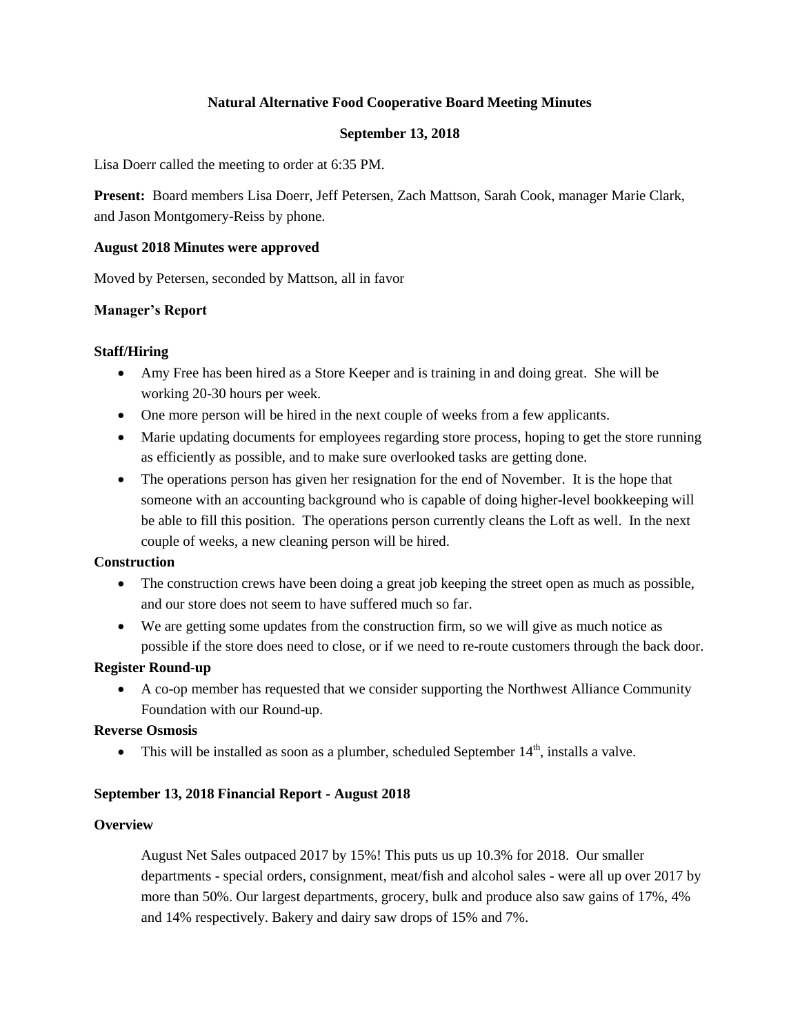# Natural Alternative Food Cooperative Board Meeting Minutes

## September 13, 2018

Lisa Doerr called the meeting to order at 6:35 PM.

**Present:** Board members Lisa Doerr, Jeff Petersen, Zach Mattson, Sarah Cook, manager Marie Clark, and Jason Montgomery-Reiss by phone.

### August 2018 Minutes were approved

Moved by Petersen, seconded by Mattson, all in favor

### Manager's Report

#### Staff/Hiring

- Amy Free has been hired as a Store Keeper and is training in and doing great. She will be working 20-30 hours per week.
- One more person will be hired in the next couple of weeks from a few applicants.
- Marie updating documents for employees regarding store process, hoping to get the store running as efficiently as possible, and to make sure overlooked tasks are getting done.
- The operations person has given her resignation for the end of November. It is the hope that someone with an accounting background who is capable of doing higher-level bookkeeping will be able to fill this position. The operations person currently cleans the Loft as well. In the next couple of weeks, a new cleaning person will be hired.

#### Construction

- The construction crews have been doing a great job keeping the street open as much as possible, and our store does not seem to have suffered much so far.
- We are getting some updates from the construction firm, so we will give as much notice as possible if the store does need to close, or if we need to re-route customers through the back door.

#### Register Round-up

- A co-op member has requested that we consider supporting the Northwest Alliance Community Foundation with our Round-up.

#### Reverse Osmosis

- This will be installed as soon as a plumber, scheduled September 14th, installs a valve.

### September 13, 2018 Financial Report - August 2018

#### Overview

August Net Sales outpaced 2017 by 15%! This puts us up 10.3% for 2018. Our smaller departments - special orders, consignment, meat/fish and alcohol sales - were all up over 2017 by more than 50%. Our largest departments, grocery, bulk and produce also saw gains of 17%, 4% and 14% respectively. Bakery and dairy saw drops of 15% and 7%.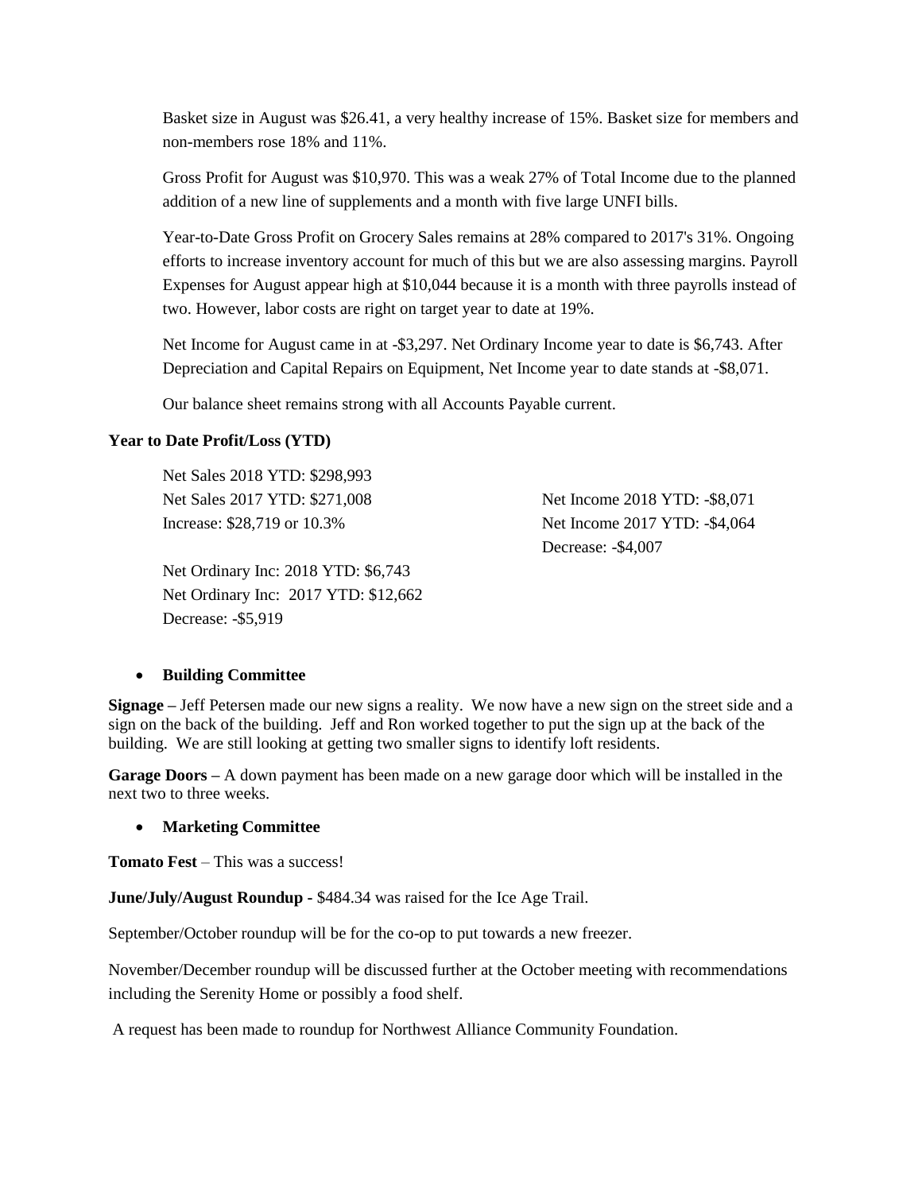Basket size in August was $26.41, a very healthy increase of 15%. Basket size for members and non-members rose 18% and 11%.

Gross Profit for August was $10,970. This was a weak 27% of Total Income due to the planned addition of a new line of supplements and a month with five large UNFI bills.

Year-to-Date Gross Profit on Grocery Sales remains at 28% compared to 2017's 31%. Ongoing efforts to increase inventory account for much of this but we are also assessing margins. Payroll Expenses for August appear high at $10,044 because it is a month with three payrolls instead of two. However, labor costs are right on target year to date at 19%.

Net Income for August came in at -$3,297. Net Ordinary Income year to date is $6,743. After Depreciation and Capital Repairs on Equipment, Net Income year to date stands at -$8,071.

Our balance sheet remains strong with all Accounts Payable current.

**Year to Date Profit/Loss (YTD)**

Net Sales 2018 YTD: $298,993
Net Sales 2017 YTD: $271,008
Increase: $28,719 or 10.3%

Net Income 2018 YTD: -$8,071
Net Income 2017 YTD: -$4,064
Decrease: -$4,007

Net Ordinary Inc: 2018 YTD: $6,743
Net Ordinary Inc: 2017 YTD: $12,662
Decrease: -$5,919

- **Building Committee**

**Signage –** Jeff Petersen made our new signs a reality. We now have a new sign on the street side and a sign on the back of the building. Jeff and Ron worked together to put the sign up at the back of the building. We are still looking at getting two smaller signs to identify loft residents.

**Garage Doors –** A down payment has been made on a new garage door which will be installed in the next two to three weeks.

- **Marketing Committee**

**Tomato Fest** – This was a success!

**June/July/August Roundup -** $484.34 was raised for the Ice Age Trail.

September/October roundup will be for the co-op to put towards a new freezer.

November/December roundup will be discussed further at the October meeting with recommendations including the Serenity Home or possibly a food shelf.

A request has been made to roundup for Northwest Alliance Community Foundation.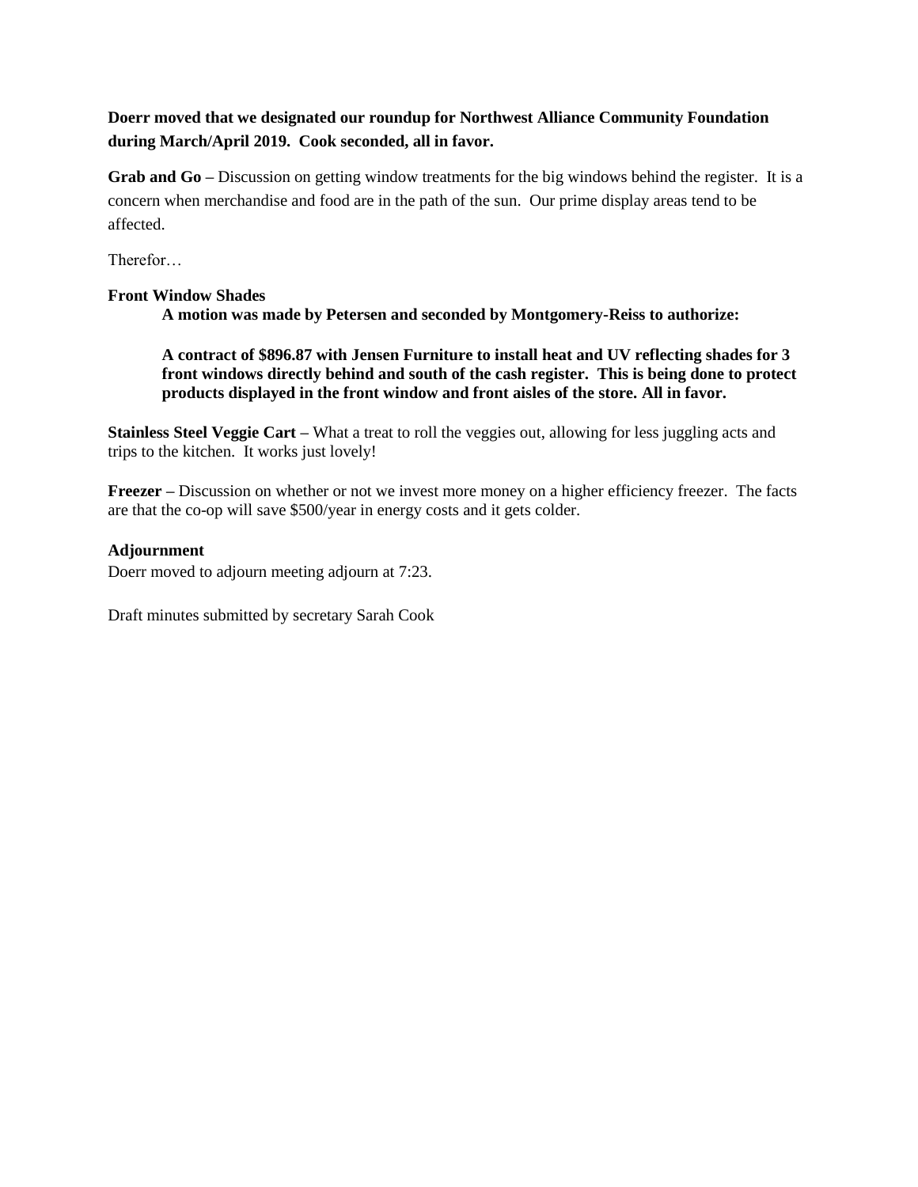**Doerr moved that we designated our roundup for Northwest Alliance Community Foundation during March/April 2019. Cook seconded, all in favor.**

**Grab and Go** – Discussion on getting window treatments for the big windows behind the register. It is a concern when merchandise and food are in the path of the sun. Our prime display areas tend to be affected.

Therefor…

**Front Window Shades**

> **A motion was made by Petersen and seconded by Montgomery-Reiss to authorize:**
>
> **A contract of $896.87 with Jensen Furniture to install heat and UV reflecting shades for 3 front windows directly behind and south of the cash register. This is being done to protect products displayed in the front window and front aisles of the store. All in favor.**

**Stainless Steel Veggie Cart** – What a treat to roll the veggies out, allowing for less juggling acts and trips to the kitchen. It works just lovely!

**Freezer** – Discussion on whether or not we invest more money on a higher efficiency freezer. The facts are that the co-op will save $500/year in energy costs and it gets colder.

**Adjournment**

Doerr moved to adjourn meeting adjourn at 7:23.

Draft minutes submitted by secretary Sarah Cook